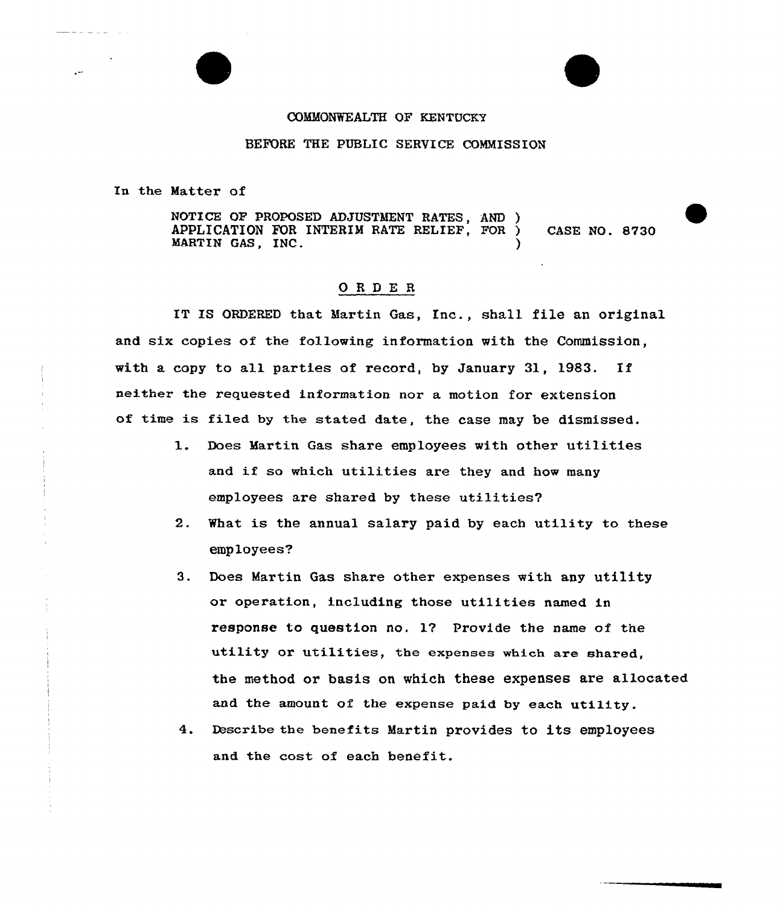COMMONWEALTH OF KENTUCKY

BEFORE THE PUBLIC SERVICE COMMISSION

In the Matter of

NOTICE OF PROPOSED ADJUSTMENT RATES, AND )
APPLICATION FOR INTERIM RATE RELIEF, FOR ) CASE NO. 8730
MARTIN GAS, INC. )

## O R D E R

IT IS ORDERED that Martin Gas, Inc., shall file an original and six copies of the following information with the Commission, with a copy to all parties of record, by January 31, 1983. If neither the requested information nor a motion for extension of time is filed by the stated date, the case may be dismissed.

1. Does Martin Gas share employees with other utilities and if so which utilities are they and how many employees are shared by these utilities?
2. What is the annual salary paid by each utility to these employees?
3. Does Martin Gas share other expenses with any utility or operation, including those utilities named in response to question no. 1? Provide the name of the utility or utilities, the expenses which are shared, the method or basis on which these expenses are allocated and the amount of the expense paid by each utility.
4. Describe the benefits Martin provides to its employees and the cost of each benefit.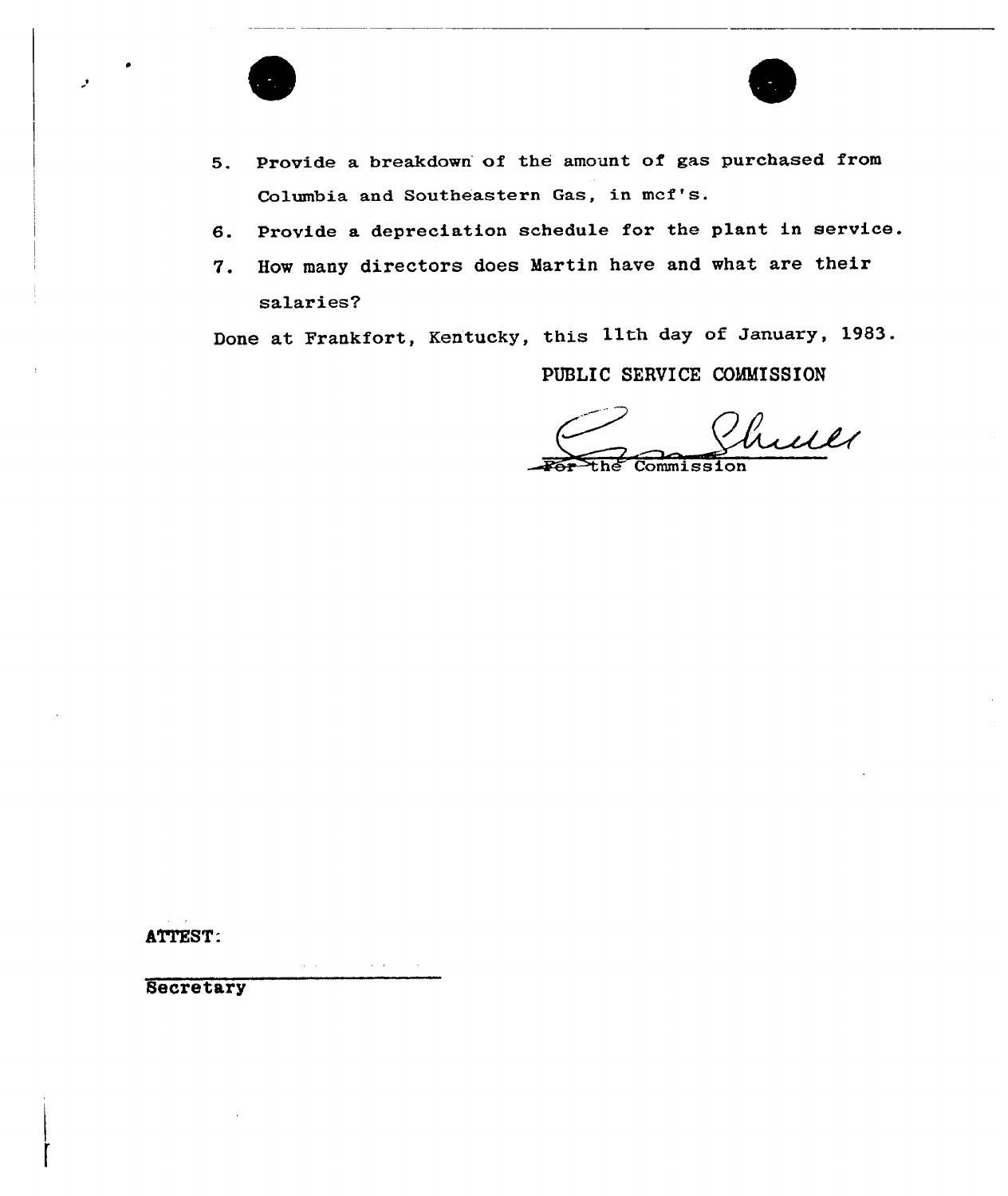5. Provide a breakdown of the amount of gas purchased from Columbia and Southeastern Gas, in mcf's.
6. Provide a depreciation schedule for the plant in service.
7. How many directors does Martin have and what are their salaries?

Done at Frankfort, Kentucky, this 11th day of January, 1983.

PUBLIC SERVICE COMMISSION

~~For~~ the Commission

ATTEST:

Secretary